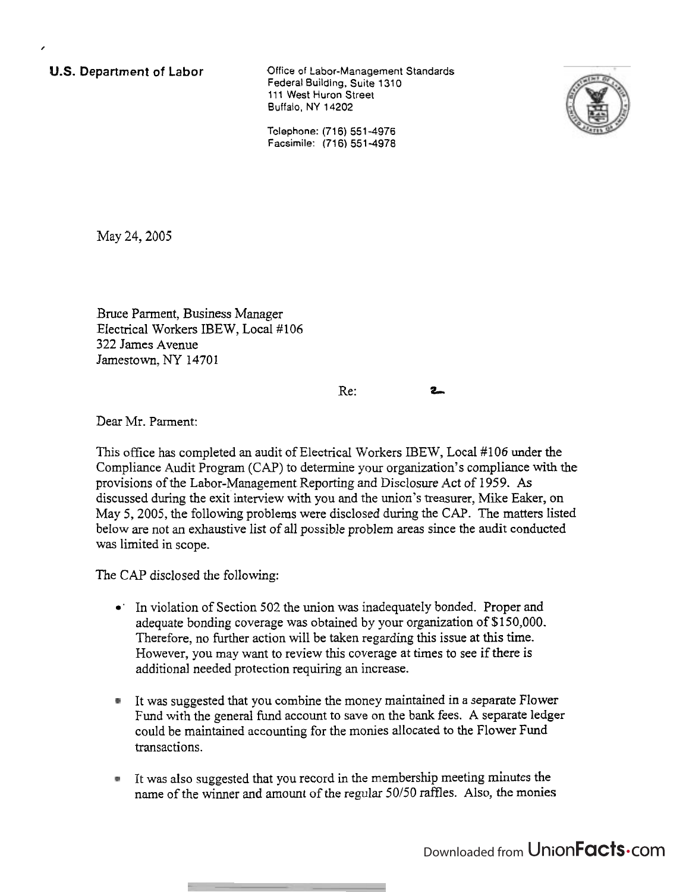**U.S. Department of Labor**

Office of Labor-Management Standards
Federal Building, Suite 1310
111 West Huron Street
Buffalo, NY 14202

Telephone: (716) 551-4976
Facsimile: (716) 551-4978

May 24, 2005

Bruce Parment, Business Manager
Electrical Workers IBEW, Local #106
322 James Avenue
Jamestown, NY 14701

Re: 2

Dear Mr. Parment:

This office has completed an audit of Electrical Workers IBEW, Local #106 under the Compliance Audit Program (CAP) to determine your organization's compliance with the provisions of the Labor-Management Reporting and Disclosure Act of 1959. As discussed during the exit interview with you and the union's treasurer, Mike Eaker, on May 5, 2005, the following problems were disclosed during the CAP. The matters listed below are not an exhaustive list of all possible problem areas since the audit conducted was limited in scope.

The CAP disclosed the following:

- In violation of Section 502 the union was inadequately bonded. Proper and adequate bonding coverage was obtained by your organization of $150,000. Therefore, no further action will be taken regarding this issue at this time. However, you may want to review this coverage at times to see if there is additional needed protection requiring an increase.

- It was suggested that you combine the money maintained in a separate Flower Fund with the general fund account to save on the bank fees. A separate ledger could be maintained accounting for the monies allocated to the Flower Fund transactions.

- It was also suggested that you record in the membership meeting minutes the name of the winner and amount of the regular 50/50 raffles. Also, the monies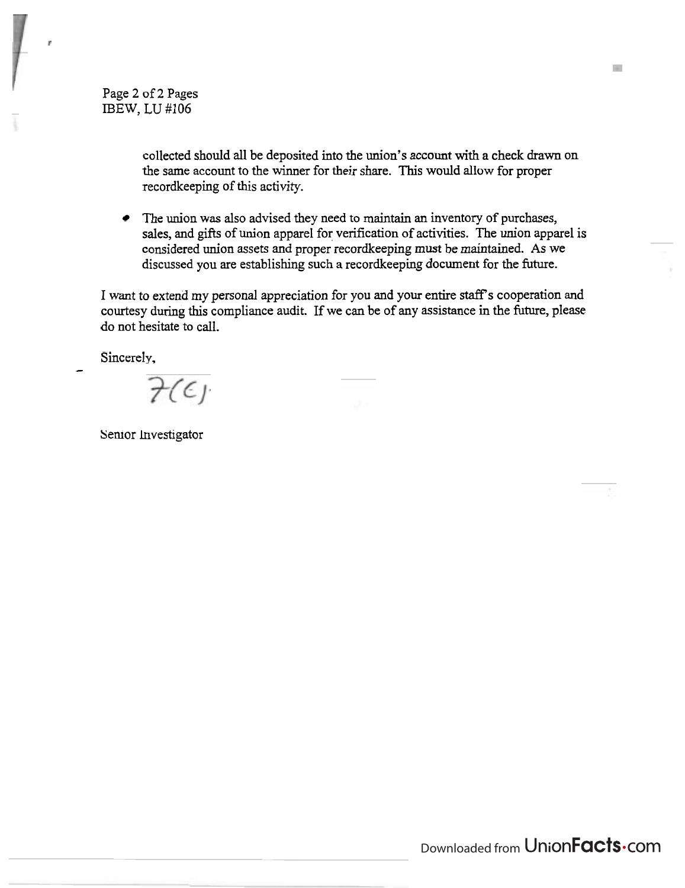collected should all be deposited into the union's account with a check drawn on the same account to the winner for their share. This would allow for proper recordkeeping of this activity.

- The union was also advised they need to maintain an inventory of purchases, sales, and gifts of union apparel for verification of activities. The union apparel is considered union assets and proper recordkeeping must be maintained. As we discussed you are establishing such a recordkeeping document for the future.

I want to extend my personal appreciation for you and your entire staff's cooperation and courtesy during this compliance audit. If we can be of any assistance in the future, please do not hesitate to call.

Sincerely,

7(C)

Senior Investigator